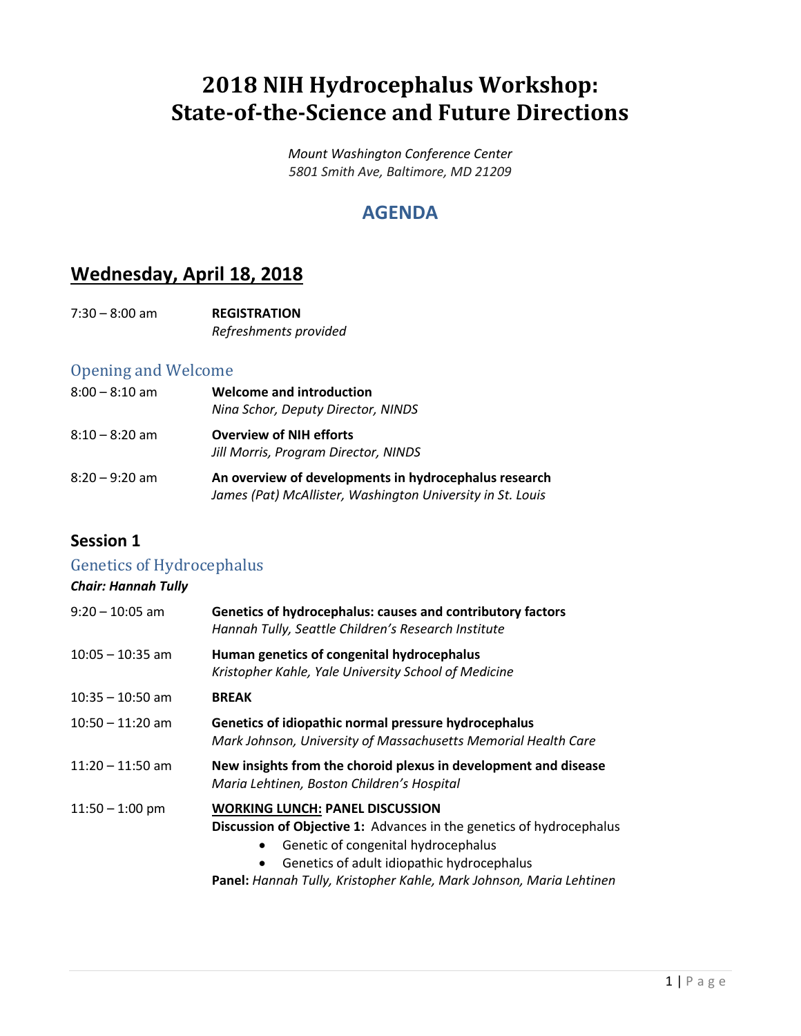# 2018 NIH Hydrocephalus Workshop: State-of-the-Science and Future Directions

*Mount Washington Conference Center*
*5801 Smith Ave, Baltimore, MD 21209*

## AGENDA

## Wednesday, April 18, 2018

7:30 – 8:00 am **REGISTRATION**
*Refreshments provided*

### Opening and Welcome

8:00 – 8:10 am **Welcome and introduction**
*Nina Schor, Deputy Director, NINDS*

8:10 – 8:20 am **Overview of NIH efforts**
*Jill Morris, Program Director, NINDS*

8:20 – 9:20 am **An overview of developments in hydrocephalus research**
*James (Pat) McAllister, Washington University in St. Louis*

### Session 1

#### Genetics of Hydrocephalus

***Chair: Hannah Tully***

9:20 – 10:05 am **Genetics of hydrocephalus: causes and contributory factors**
*Hannah Tully, Seattle Children's Research Institute*

10:05 – 10:35 am **Human genetics of congenital hydrocephalus**
*Kristopher Kahle, Yale University School of Medicine*

10:35 – 10:50 am **BREAK**

10:50 – 11:20 am **Genetics of idiopathic normal pressure hydrocephalus**
*Mark Johnson, University of Massachusetts Memorial Health Care*

11:20 – 11:50 am **New insights from the choroid plexus in development and disease**
*Maria Lehtinen, Boston Children's Hospital*

11:50 – 1:00 pm **WORKING LUNCH: PANEL DISCUSSION**
**Discussion of Objective 1:** Advances in the genetics of hydrocephalus

- Genetic of congenital hydrocephalus
- Genetics of adult idiopathic hydrocephalus

**Panel:** *Hannah Tully, Kristopher Kahle, Mark Johnson, Maria Lehtinen*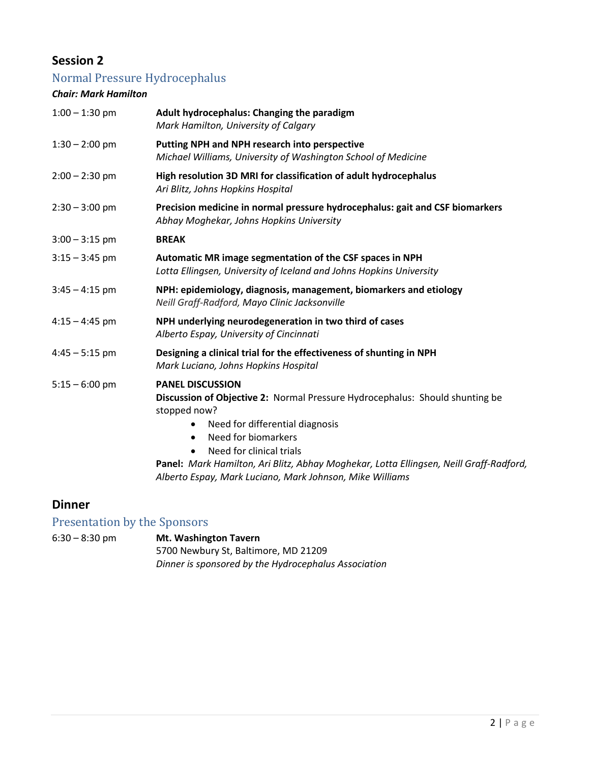## Session 2

### Normal Pressure Hydrocephalus

***Chair: Mark Hamilton***

| | |
|---|---|
| 1:00 – 1:30 pm | **Adult hydrocephalus: Changing the paradigm**<br>*Mark Hamilton, University of Calgary* |
| 1:30 – 2:00 pm | **Putting NPH and NPH research into perspective**<br>*Michael Williams, University of Washington School of Medicine* |
| 2:00 – 2:30 pm | **High resolution 3D MRI for classification of adult hydrocephalus**<br>*Ari Blitz, Johns Hopkins Hospital* |
| 2:30 – 3:00 pm | **Precision medicine in normal pressure hydrocephalus: gait and CSF biomarkers**<br>*Abhay Moghekar, Johns Hopkins University* |
| 3:00 – 3:15 pm | **BREAK** |
| 3:15 – 3:45 pm | **Automatic MR image segmentation of the CSF spaces in NPH**<br>*Lotta Ellingsen, University of Iceland and Johns Hopkins University* |
| 3:45 – 4:15 pm | **NPH: epidemiology, diagnosis, management, biomarkers and etiology**<br>*Neill Graff-Radford, Mayo Clinic Jacksonville* |
| 4:15 – 4:45 pm | **NPH underlying neurodegeneration in two third of cases**<br>*Alberto Espay, University of Cincinnati* |
| 4:45 – 5:15 pm | **Designing a clinical trial for the effectiveness of shunting in NPH**<br>*Mark Luciano, Johns Hopkins Hospital* |
| 5:15 – 6:00 pm | **PANEL DISCUSSION**<br>**Discussion of Objective 2:** Normal Pressure Hydrocephalus: Should shunting be stopped now?<br>• Need for differential diagnosis<br>• Need for biomarkers<br>• Need for clinical trials<br>**Panel:** *Mark Hamilton, Ari Blitz, Abhay Moghekar, Lotta Ellingsen, Neill Graff-Radford, Alberto Espay, Mark Luciano, Mark Johnson, Mike Williams* |

## Dinner

### Presentation by the Sponsors

| | |
|---|---|
| 6:30 – 8:30 pm | **Mt. Washington Tavern**<br>5700 Newbury St, Baltimore, MD 21209<br>*Dinner is sponsored by the Hydrocephalus Association* |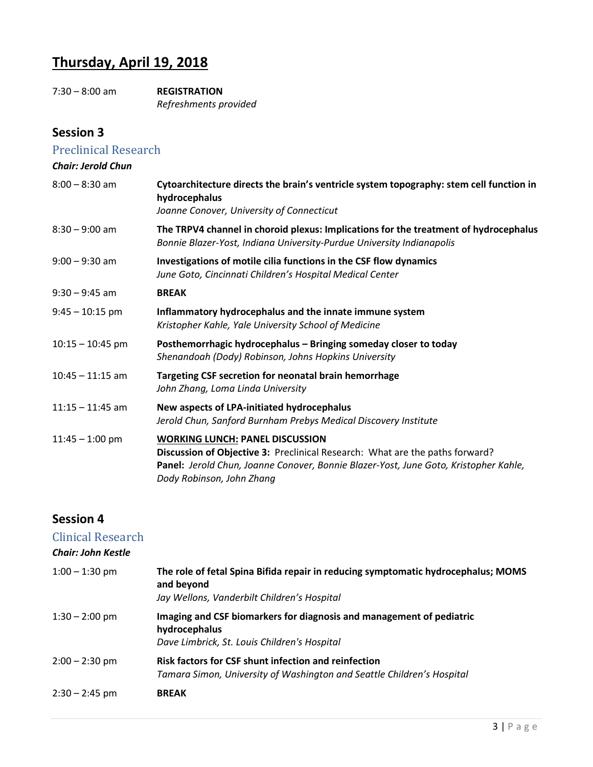# Thursday, April 19, 2018

| | |
|---|---|
| 7:30 – 8:00 am | **REGISTRATION**<br>*Refreshments provided* |

## Session 3

### Preclinical Research

***Chair: Jerold Chun***

| | |
|---|---|
| 8:00 – 8:30 am | **Cytoarchitecture directs the brain's ventricle system topography: stem cell function in hydrocephalus**<br>*Joanne Conover, University of Connecticut* |
| 8:30 – 9:00 am | **The TRPV4 channel in choroid plexus: Implications for the treatment of hydrocephalus**<br>*Bonnie Blazer-Yost, Indiana University-Purdue University Indianapolis* |
| 9:00 – 9:30 am | **Investigations of motile cilia functions in the CSF flow dynamics**<br>*June Goto, Cincinnati Children's Hospital Medical Center* |
| 9:30 – 9:45 am | **BREAK** |
| 9:45 – 10:15 pm | **Inflammatory hydrocephalus and the innate immune system**<br>*Kristopher Kahle, Yale University School of Medicine* |
| 10:15 – 10:45 pm | **Posthemorrhagic hydrocephalus – Bringing someday closer to today**<br>*Shenandoah (Dody) Robinson, Johns Hopkins University* |
| 10:45 – 11:15 am | **Targeting CSF secretion for neonatal brain hemorrhage**<br>*John Zhang, Loma Linda University* |
| 11:15 – 11:45 am | **New aspects of LPA-initiated hydrocephalus**<br>*Jerold Chun, Sanford Burnham Prebys Medical Discovery Institute* |
| 11:45 – 1:00 pm | **<u>WORKING LUNCH:</u> PANEL DISCUSSION**<br>**Discussion of Objective 3:** Preclinical Research: What are the paths forward?<br>**Panel:** *Jerold Chun, Joanne Conover, Bonnie Blazer-Yost, June Goto, Kristopher Kahle, Dody Robinson, John Zhang* |

## Session 4

### Clinical Research

***Chair: John Kestle***

| | |
|---|---|
| 1:00 – 1:30 pm | **The role of fetal Spina Bifida repair in reducing symptomatic hydrocephalus; MOMS and beyond**<br>*Jay Wellons, Vanderbilt Children's Hospital* |
| 1:30 – 2:00 pm | **Imaging and CSF biomarkers for diagnosis and management of pediatric hydrocephalus**<br>*Dave Limbrick, St. Louis Children's Hospital* |
| 2:00 – 2:30 pm | **Risk factors for CSF shunt infection and reinfection**<br>*Tamara Simon, University of Washington and Seattle Children's Hospital* |
| 2:30 – 2:45 pm | **BREAK** |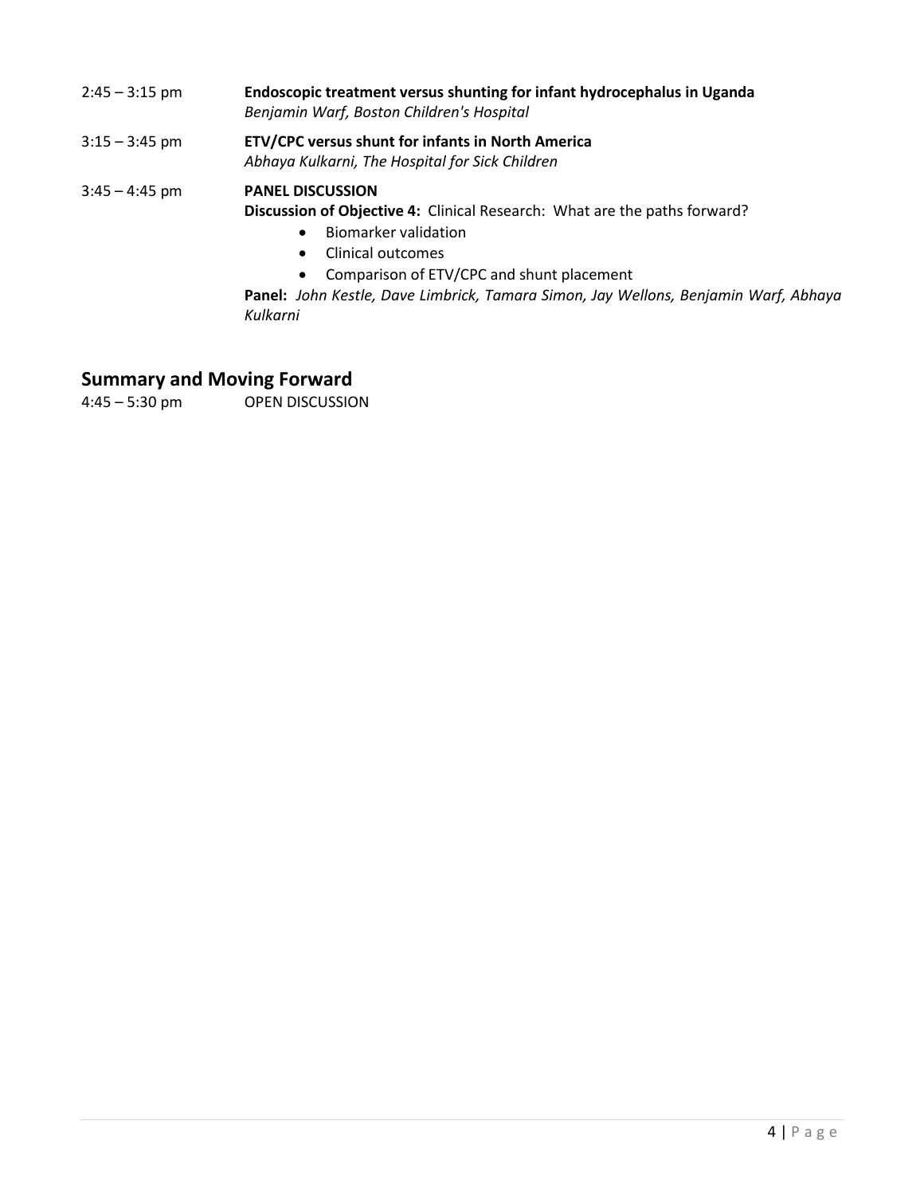2:45 – 3:15 pm **Endoscopic treatment versus shunting for infant hydrocephalus in Uganda**
*Benjamin Warf, Boston Children's Hospital*

3:15 – 3:45 pm **ETV/CPC versus shunt for infants in North America**
*Abhaya Kulkarni, The Hospital for Sick Children*

3:45 – 4:45 pm **PANEL DISCUSSION**
**Discussion of Objective 4:** Clinical Research: What are the paths forward?

- Biomarker validation
- Clinical outcomes
- Comparison of ETV/CPC and shunt placement

**Panel:** *John Kestle, Dave Limbrick, Tamara Simon, Jay Wellons, Benjamin Warf, Abhaya Kulkarni*

## Summary and Moving Forward

4:45 – 5:30 pm OPEN DISCUSSION